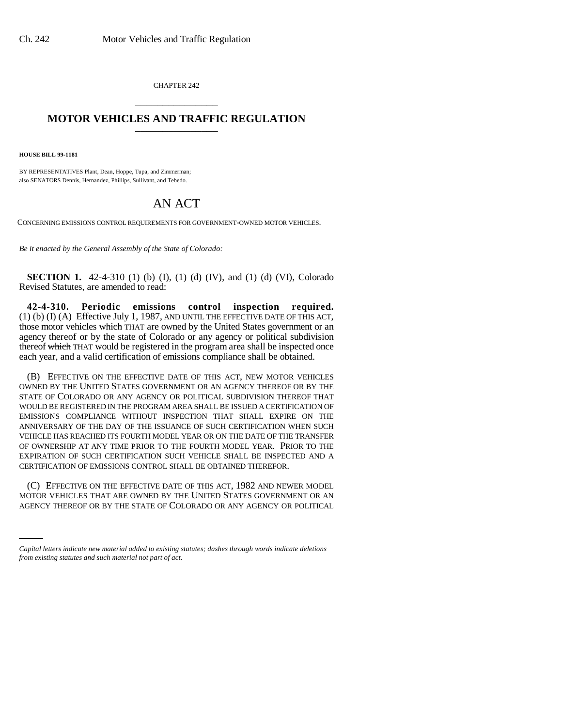CHAPTER 242

## MOTOR VEHICLES AND TRAFFIC REGULATION

**HOUSE BILL 99-1181**

BY REPRESENTATIVES Plant, Dean, Hoppe, Tupa, and Zimmerman;
also SENATORS Dennis, Hernandez, Phillips, Sullivant, and Tebedo.

# AN ACT

CONCERNING EMISSIONS CONTROL REQUIREMENTS FOR GOVERNMENT-OWNED MOTOR VEHICLES.

*Be it enacted by the General Assembly of the State of Colorado:*

**SECTION 1.** 42-4-310 (1) (b) (I), (1) (d) (IV), and (1) (d) (VI), Colorado Revised Statutes, are amended to read:

**42-4-310. Periodic emissions control inspection required.** (1) (b) (I) (A) Effective July 1, 1987, AND UNTIL THE EFFECTIVE DATE OF THIS ACT, those motor vehicles ~~which~~ THAT are owned by the United States government or an agency thereof or by the state of Colorado or any agency or political subdivision thereof ~~which~~ THAT would be registered in the program area shall be inspected once each year, and a valid certification of emissions compliance shall be obtained.

(B) EFFECTIVE ON THE EFFECTIVE DATE OF THIS ACT, NEW MOTOR VEHICLES OWNED BY THE UNITED STATES GOVERNMENT OR AN AGENCY THEREOF OR BY THE STATE OF COLORADO OR ANY AGENCY OR POLITICAL SUBDIVISION THEREOF THAT WOULD BE REGISTERED IN THE PROGRAM AREA SHALL BE ISSUED A CERTIFICATION OF EMISSIONS COMPLIANCE WITHOUT INSPECTION THAT SHALL EXPIRE ON THE ANNIVERSARY OF THE DAY OF THE ISSUANCE OF SUCH CERTIFICATION WHEN SUCH VEHICLE HAS REACHED ITS FOURTH MODEL YEAR OR ON THE DATE OF THE TRANSFER OF OWNERSHIP AT ANY TIME PRIOR TO THE FOURTH MODEL YEAR. PRIOR TO THE EXPIRATION OF SUCH CERTIFICATION SUCH VEHICLE SHALL BE INSPECTED AND A CERTIFICATION OF EMISSIONS CONTROL SHALL BE OBTAINED THEREFOR.

(C) EFFECTIVE ON THE EFFECTIVE DATE OF THIS ACT, 1982 AND NEWER MODEL MOTOR VEHICLES THAT ARE OWNED BY THE UNITED STATES GOVERNMENT OR AN AGENCY THEREOF OR BY THE STATE OF COLORADO OR ANY AGENCY OR POLITICAL

*Capital letters indicate new material added to existing statutes; dashes through words indicate deletions from existing statutes and such material not part of act.*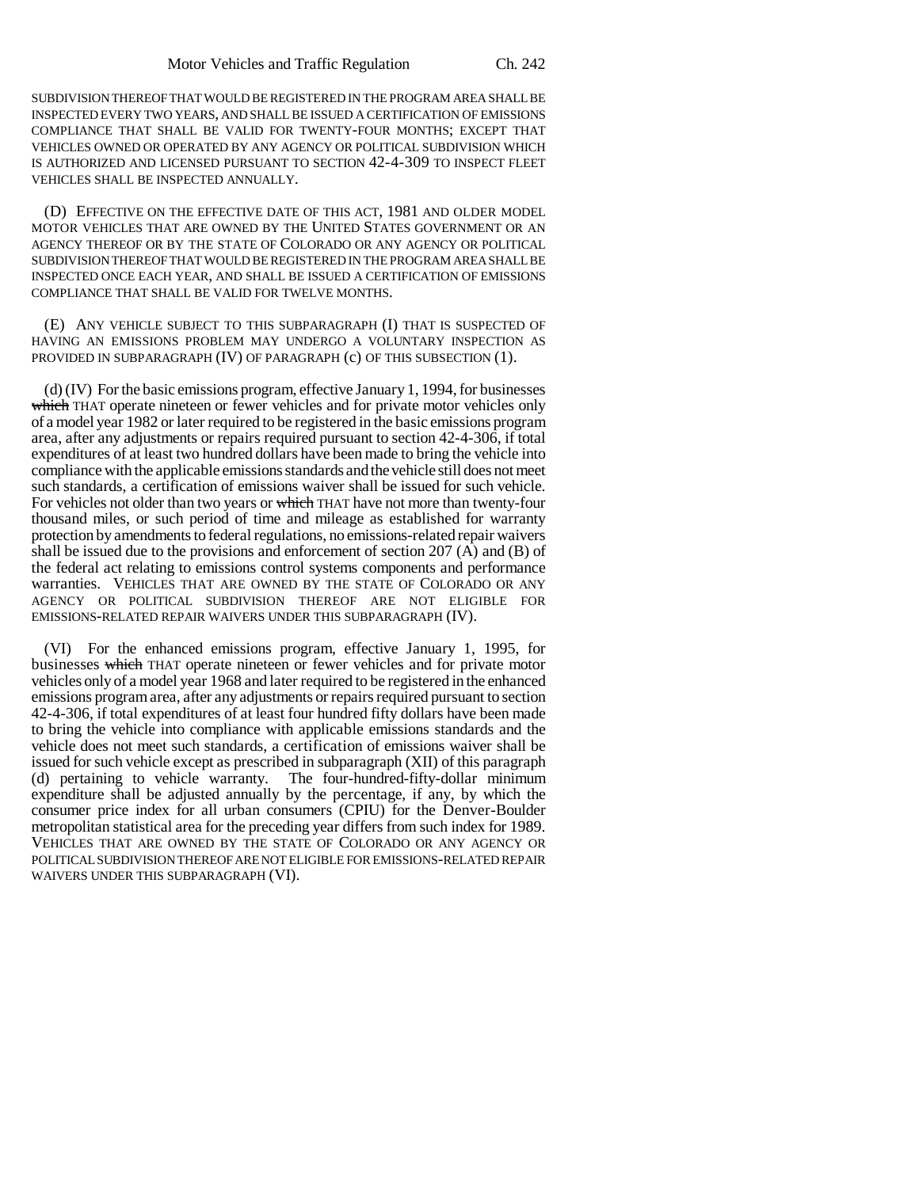SUBDIVISION THEREOF THAT WOULD BE REGISTERED IN THE PROGRAM AREA SHALL BE INSPECTED EVERY TWO YEARS, AND SHALL BE ISSUED A CERTIFICATION OF EMISSIONS COMPLIANCE THAT SHALL BE VALID FOR TWENTY-FOUR MONTHS; EXCEPT THAT VEHICLES OWNED OR OPERATED BY ANY AGENCY OR POLITICAL SUBDIVISION WHICH IS AUTHORIZED AND LICENSED PURSUANT TO SECTION 42-4-309 TO INSPECT FLEET VEHICLES SHALL BE INSPECTED ANNUALLY.

(D) EFFECTIVE ON THE EFFECTIVE DATE OF THIS ACT, 1981 AND OLDER MODEL MOTOR VEHICLES THAT ARE OWNED BY THE UNITED STATES GOVERNMENT OR AN AGENCY THEREOF OR BY THE STATE OF COLORADO OR ANY AGENCY OR POLITICAL SUBDIVISION THEREOF THAT WOULD BE REGISTERED IN THE PROGRAM AREA SHALL BE INSPECTED ONCE EACH YEAR, AND SHALL BE ISSUED A CERTIFICATION OF EMISSIONS COMPLIANCE THAT SHALL BE VALID FOR TWELVE MONTHS.

(E) ANY VEHICLE SUBJECT TO THIS SUBPARAGRAPH (I) THAT IS SUSPECTED OF HAVING AN EMISSIONS PROBLEM MAY UNDERGO A VOLUNTARY INSPECTION AS PROVIDED IN SUBPARAGRAPH (IV) OF PARAGRAPH (c) OF THIS SUBSECTION (1).

(d) (IV) For the basic emissions program, effective January 1, 1994, for businesses ~~which~~ THAT operate nineteen or fewer vehicles and for private motor vehicles only of a model year 1982 or later required to be registered in the basic emissions program area, after any adjustments or repairs required pursuant to section 42-4-306, if total expenditures of at least two hundred dollars have been made to bring the vehicle into compliance with the applicable emissions standards and the vehicle still does not meet such standards, a certification of emissions waiver shall be issued for such vehicle. For vehicles not older than two years or ~~which~~ THAT have not more than twenty-four thousand miles, or such period of time and mileage as established for warranty protection by amendments to federal regulations, no emissions-related repair waivers shall be issued due to the provisions and enforcement of section 207 (A) and (B) of the federal act relating to emissions control systems components and performance warranties. VEHICLES THAT ARE OWNED BY THE STATE OF COLORADO OR ANY AGENCY OR POLITICAL SUBDIVISION THEREOF ARE NOT ELIGIBLE FOR EMISSIONS-RELATED REPAIR WAIVERS UNDER THIS SUBPARAGRAPH (IV).

(VI) For the enhanced emissions program, effective January 1, 1995, for businesses ~~which~~ THAT operate nineteen or fewer vehicles and for private motor vehicles only of a model year 1968 and later required to be registered in the enhanced emissions program area, after any adjustments or repairs required pursuant to section 42-4-306, if total expenditures of at least four hundred fifty dollars have been made to bring the vehicle into compliance with applicable emissions standards and the vehicle does not meet such standards, a certification of emissions waiver shall be issued for such vehicle except as prescribed in subparagraph (XII) of this paragraph (d) pertaining to vehicle warranty. The four-hundred-fifty-dollar minimum expenditure shall be adjusted annually by the percentage, if any, by which the consumer price index for all urban consumers (CPIU) for the Denver-Boulder metropolitan statistical area for the preceding year differs from such index for 1989. VEHICLES THAT ARE OWNED BY THE STATE OF COLORADO OR ANY AGENCY OR POLITICAL SUBDIVISION THEREOF ARE NOT ELIGIBLE FOR EMISSIONS-RELATED REPAIR WAIVERS UNDER THIS SUBPARAGRAPH (VI).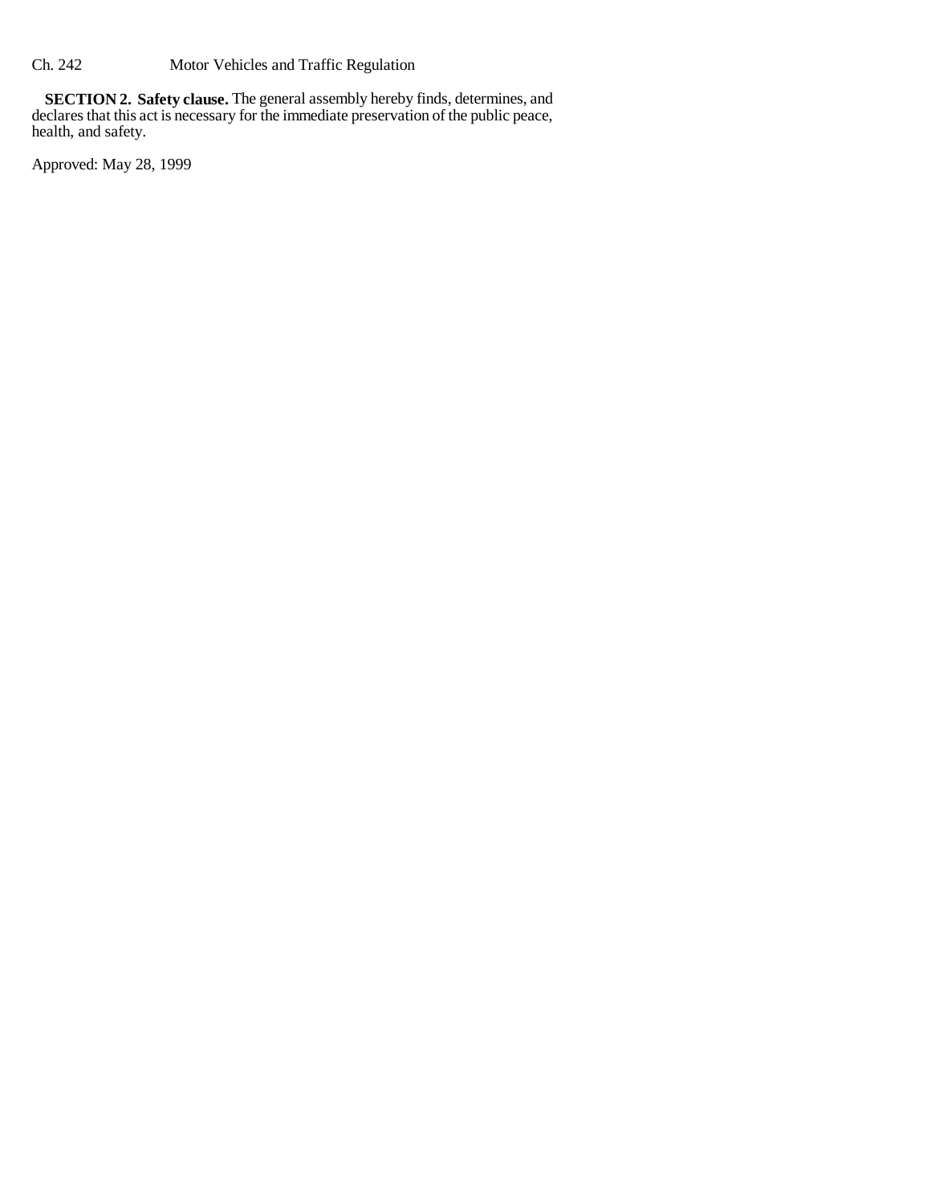**SECTION 2. Safety clause.** The general assembly hereby finds, determines, and declares that this act is necessary for the immediate preservation of the public peace, health, and safety.

Approved: May 28, 1999